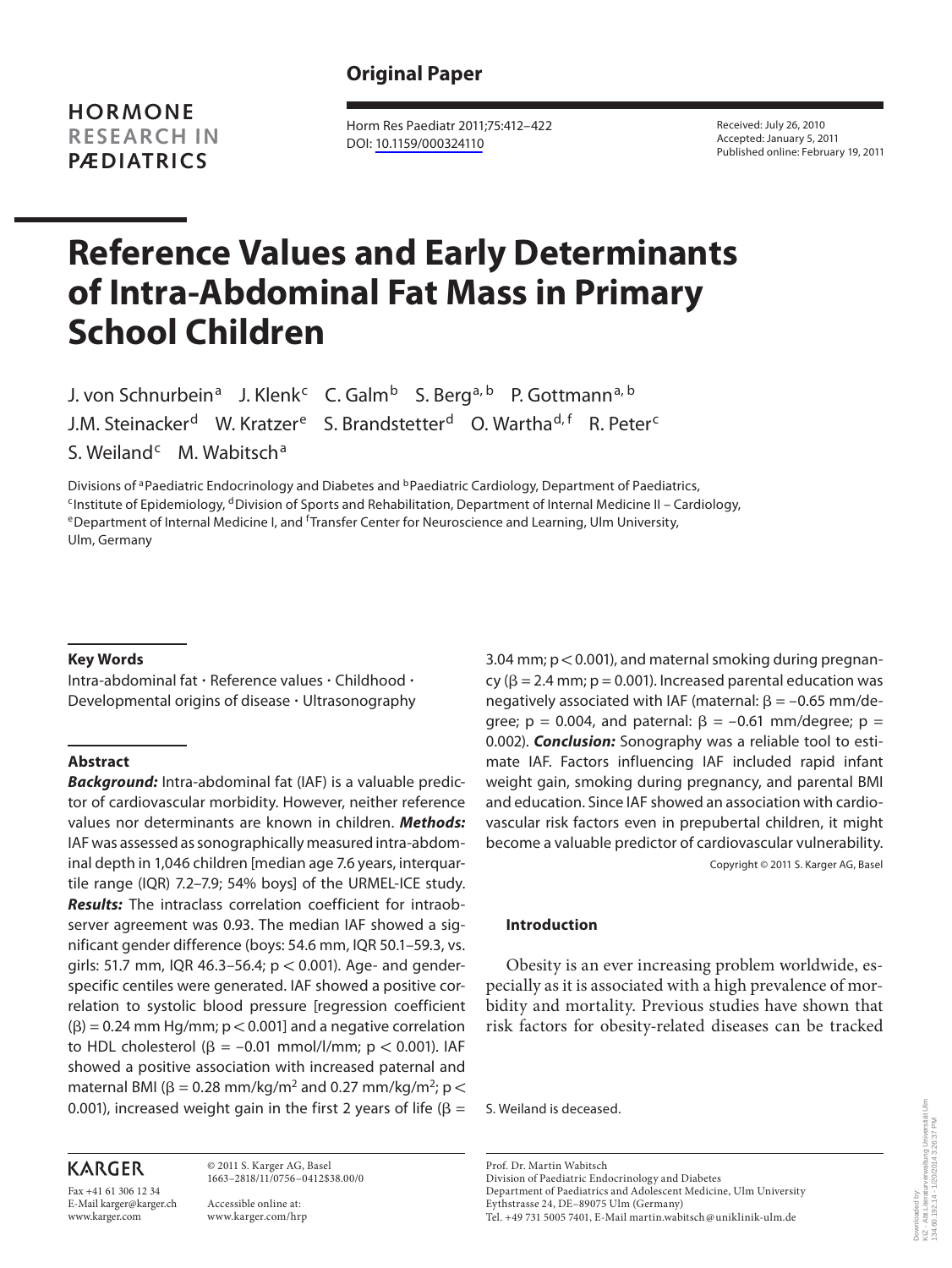Original Paper

HORMONE RESEARCH IN PÆDIATRICS

Horm Res Paediatr 2011;75:412–422
DOI: 10.1159/000324110

Received: July 26, 2010
Accepted: January 5, 2011
Published online: February 19, 2011

# Reference Values and Early Determinants of Intra-Abdominal Fat Mass in Primary School Children

J. von Schnurbein[a] J. Klenk[c] C. Galm[b] S. Berg[a, b] P. Gottmann[a, b] J.M. Steinacker[d] W. Kratzer[e] S. Brandstetter[d] O. Wartha[d, f] R. Peter[c] S. Weiland[c] M. Wabitsch[a]

Divisions of [a]Paediatric Endocrinology and Diabetes and [b]Paediatric Cardiology, Department of Paediatrics, [c]Institute of Epidemiology, [d]Division of Sports and Rehabilitation, Department of Internal Medicine II – Cardiology, [e]Department of Internal Medicine I, and [f]Transfer Center for Neuroscience and Learning, Ulm University, Ulm, Germany

## Key Words

Intra-abdominal fat · Reference values · Childhood · Developmental origins of disease · Ultrasonography

## Abstract

***Background:*** Intra-abdominal fat (IAF) is a valuable predictor of cardiovascular morbidity. However, neither reference values nor determinants are known in children. ***Methods:*** IAF was assessed as sonographically measured intra-abdominal depth in 1,046 children [median age 7.6 years, interquartile range (IQR) 7.2–7.9; 54% boys] of the URMEL-ICE study. ***Results:*** The intraclass correlation coefficient for intraobserver agreement was 0.93. The median IAF showed a significant gender difference (boys: 54.6 mm, IQR 50.1–59.3, vs. girls: 51.7 mm, IQR 46.3–56.4; $p < 0.001$). Age- and gender-specific centiles were generated. IAF showed a positive correlation to systolic blood pressure [regression coefficient ($\beta$) = 0.24 mm Hg/mm; $p < 0.001$] and a negative correlation to HDL cholesterol ($\beta = -0.01$ mmol/l/mm; $p < 0.001$). IAF showed a positive association with increased paternal and maternal BMI ($\beta = 0.28$ mm/kg/m$^2$ and 0.27 mm/kg/m$^2$; $p < 0.001$), increased weight gain in the first 2 years of life ($\beta = 3.04$ mm; $p < 0.001$), and maternal smoking during pregnancy ($\beta = 2.4$ mm; $p = 0.001$). Increased parental education was negatively associated with IAF (maternal: $\beta = -0.65$ mm/degree; $p = 0.004$, and paternal: $\beta = -0.61$ mm/degree; $p = 0.002$). ***Conclusion:*** Sonography was a reliable tool to estimate IAF. Factors influencing IAF included rapid infant weight gain, smoking during pregnancy, and parental BMI and education. Since IAF showed an association with cardiovascular risk factors even in prepubertal children, it might become a valuable predictor of cardiovascular vulnerability.

Copyright © 2011 S. Karger AG, Basel

## Introduction

Obesity is an ever increasing problem worldwide, especially as it is associated with a high prevalence of morbidity and mortality. Previous studies have shown that risk factors for obesity-related diseases can be tracked

S. Weiland is deceased.

KARGER
Fax +41 61 306 12 34
E-Mail karger@karger.ch
www.karger.com

© 2011 S. Karger AG, Basel
1663–2818/11/0756–0412$38.00/0

Accessible online at:
www.karger.com/hrp

Prof. Dr. Martin Wabitsch
Division of Paediatric Endocrinology and Diabetes
Department of Paediatrics and Adolescent Medicine, Ulm University
Eythstrasse 24, DE–89075 Ulm (Germany)
Tel. +49 731 5005 7401, E-Mail martin.wabitsch@uniklinik-ulm.de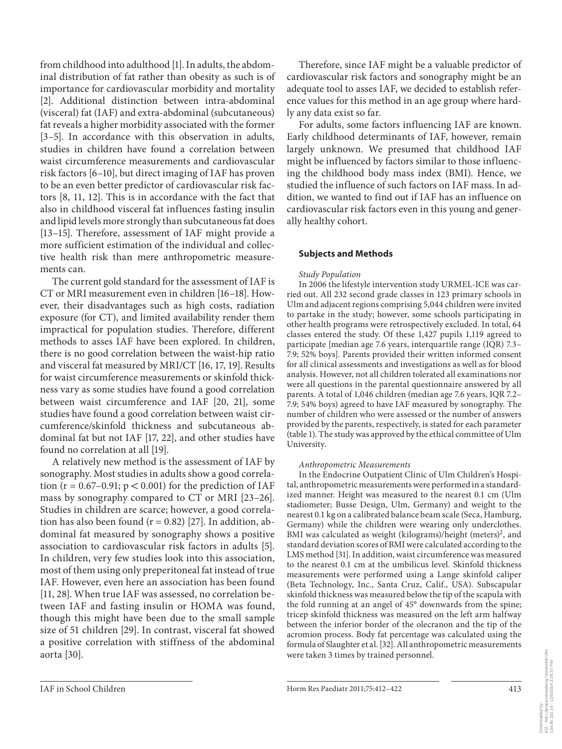from childhood into adulthood [1]. In adults, the abdominal distribution of fat rather than obesity as such is of importance for cardiovascular morbidity and mortality [2]. Additional distinction between intra-abdominal (visceral) fat (IAF) and extra-abdominal (subcutaneous) fat reveals a higher morbidity associated with the former [3–5]. In accordance with this observation in adults, studies in children have found a correlation between waist circumference measurements and cardiovascular risk factors [6–10], but direct imaging of IAF has proven to be an even better predictor of cardiovascular risk factors [8, 11, 12]. This is in accordance with the fact that also in childhood visceral fat influences fasting insulin and lipid levels more strongly than subcutaneous fat does [13–15]. Therefore, assessment of IAF might provide a more sufficient estimation of the individual and collective health risk than mere anthropometric measurements can.

The current gold standard for the assessment of IAF is CT or MRI measurement even in children [16–18]. However, their disadvantages such as high costs, radiation exposure (for CT), and limited availability render them impractical for population studies. Therefore, different methods to asses IAF have been explored. In children, there is no good correlation between the waist-hip ratio and visceral fat measured by MRI/CT [16, 17, 19]. Results for waist circumference measurements or skinfold thickness vary as some studies have found a good correlation between waist circumference and IAF [20, 21], some studies have found a good correlation between waist circumference/skinfold thickness and subcutaneous abdominal fat but not IAF [17, 22], and other studies have found no correlation at all [19].

A relatively new method is the assessment of IAF by sonography. Most studies in adults show a good correlation ($r = 0.67–0.91$; $p < 0.001$) for the prediction of IAF mass by sonography compared to CT or MRI [23–26]. Studies in children are scarce; however, a good correlation has also been found ($r = 0.82$) [27]. In addition, abdominal fat measured by sonography shows a positive association to cardiovascular risk factors in adults [5]. In children, very few studies look into this association, most of them using only preperitoneal fat instead of true IAF. However, even here an association has been found [11, 28]. When true IAF was assessed, no correlation between IAF and fasting insulin or HOMA was found, though this might have been due to the small sample size of 51 children [29]. In contrast, visceral fat showed a positive correlation with stiffness of the abdominal aorta [30].

Therefore, since IAF might be a valuable predictor of cardiovascular risk factors and sonography might be an adequate tool to asses IAF, we decided to establish reference values for this method in an age group where hardly any data exist so far.

For adults, some factors influencing IAF are known. Early childhood determinants of IAF, however, remain largely unknown. We presumed that childhood IAF might be influenced by factors similar to those influencing the childhood body mass index (BMI). Hence, we studied the influence of such factors on IAF mass. In addition, we wanted to find out if IAF has an influence on cardiovascular risk factors even in this young and generally healthy cohort.

## Subjects and Methods

### *Study Population*

In 2006 the lifestyle intervention study URMEL-ICE was carried out. All 232 second grade classes in 123 primary schools in Ulm and adjacent regions comprising 5,044 children were invited to partake in the study; however, some schools participating in other health programs were retrospectively excluded. In total, 64 classes entered the study. Of these 1,427 pupils 1,119 agreed to participate [median age 7.6 years, interquartile range (IQR) 7.3–7.9; 52% boys]. Parents provided their written informed consent for all clinical assessments and investigations as well as for blood analysis. However, not all children tolerated all examinations nor were all questions in the parental questionnaire answered by all parents. A total of 1,046 children (median age 7.6 years, IQR 7.2–7.9; 54% boys) agreed to have IAF measured by sonography. The number of children who were assessed or the number of answers provided by the parents, respectively, is stated for each parameter (table 1). The study was approved by the ethical committee of Ulm University.

### *Anthropometric Measurements*

In the Endocrine Outpatient Clinic of Ulm Children's Hospital, anthropometric measurements were performed in a standardized manner. Height was measured to the nearest 0.1 cm (Ulm stadiometer; Busse Design, Ulm, Germany) and weight to the nearest 0.1 kg on a calibrated balance beam scale (Seca, Hamburg, Germany) while the children were wearing only underclothes. BMI was calculated as weight (kilograms)/height (meters)$^2$, and standard deviation scores of BMI were calculated according to the LMS method [31]. In addition, waist circumference was measured to the nearest 0.1 cm at the umbilicus level. Skinfold thickness measurements were performed using a Lange skinfold caliper (Beta Technology, Inc., Santa Cruz, Calif., USA). Subscapular skinfold thickness was measured below the tip of the scapula with the fold running at an angel of 45° downwards from the spine; tricep skinfold thickness was measured on the left arm halfway between the inferior border of the olecranon and the tip of the acromion process. Body fat percentage was calculated using the formula of Slaughter et al. [32]. All anthropometric measurements were taken 3 times by trained personnel.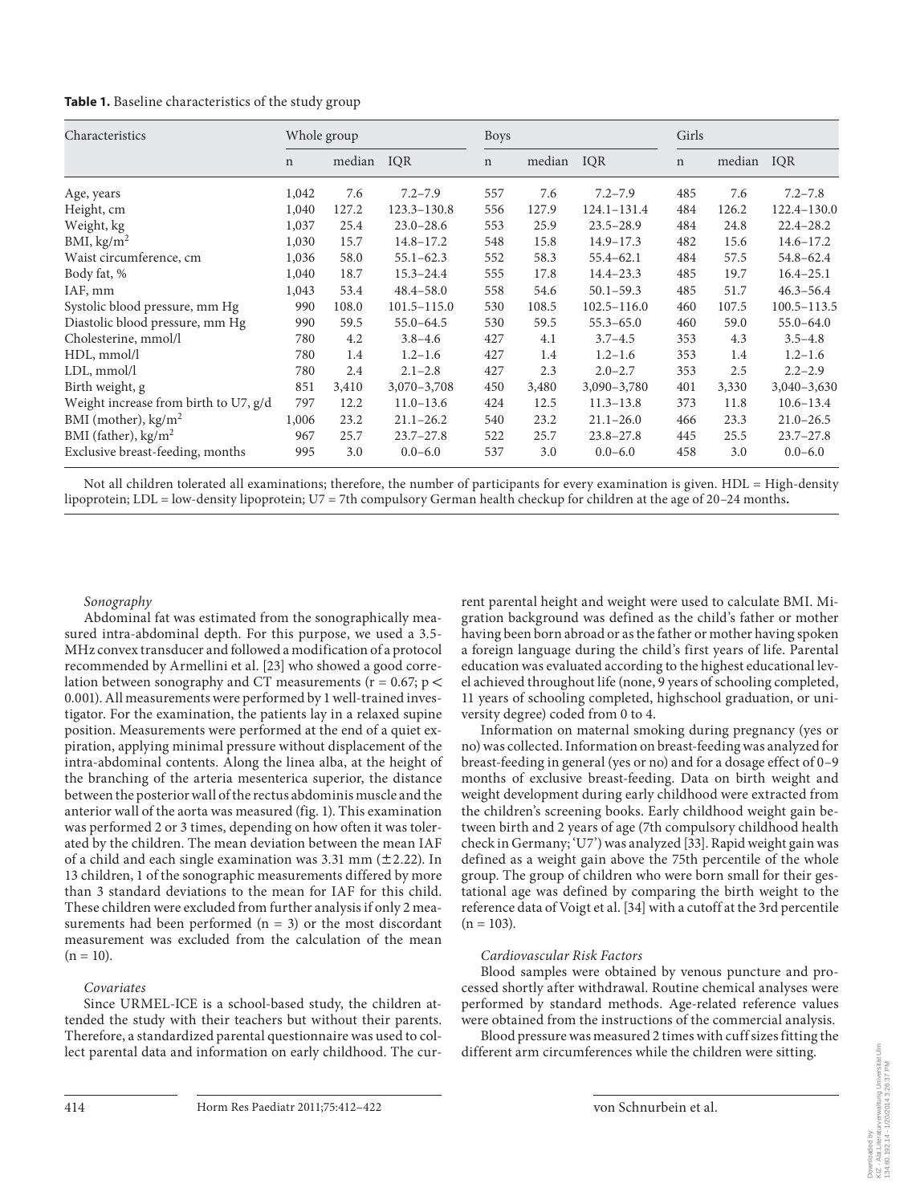**Table 1.** Baseline characteristics of the study group

| Characteristics | Whole group | | | Boys | | | Girls | | |
|---|---|---|---|---|---|---|---|---|---|
| | n | median | IQR | n | median | IQR | n | median | IQR |
| Age, years | 1,042 | 7.6 | 7.2–7.9 | 557 | 7.6 | 7.2–7.9 | 485 | 7.6 | 7.2–7.8 |
| Height, cm | 1,040 | 127.2 | 123.3–130.8 | 556 | 127.9 | 124.1–131.4 | 484 | 126.2 | 122.4–130.0 |
| Weight, kg | 1,037 | 25.4 | 23.0–28.6 | 553 | 25.9 | 23.5–28.9 | 484 | 24.8 | 22.4–28.2 |
| BMI, kg/m$^2$ | 1,030 | 15.7 | 14.8–17.2 | 548 | 15.8 | 14.9–17.3 | 482 | 15.6 | 14.6–17.2 |
| Waist circumference, cm | 1,036 | 58.0 | 55.1–62.3 | 552 | 58.3 | 55.4–62.1 | 484 | 57.5 | 54.8–62.4 |
| Body fat, % | 1,040 | 18.7 | 15.3–24.4 | 555 | 17.8 | 14.4–23.3 | 485 | 19.7 | 16.4–25.1 |
| IAF, mm | 1,043 | 53.4 | 48.4–58.0 | 558 | 54.6 | 50.1–59.3 | 485 | 51.7 | 46.3–56.4 |
| Systolic blood pressure, mm Hg | 990 | 108.0 | 101.5–115.0 | 530 | 108.5 | 102.5–116.0 | 460 | 107.5 | 100.5–113.5 |
| Diastolic blood pressure, mm Hg | 990 | 59.5 | 55.0–64.5 | 530 | 59.5 | 55.3–65.0 | 460 | 59.0 | 55.0–64.0 |
| Cholesterine, mmol/l | 780 | 4.2 | 3.8–4.6 | 427 | 4.1 | 3.7–4.5 | 353 | 4.3 | 3.5–4.8 |
| HDL, mmol/l | 780 | 1.4 | 1.2–1.6 | 427 | 1.4 | 1.2–1.6 | 353 | 1.4 | 1.2–1.6 |
| LDL, mmol/l | 780 | 2.4 | 2.1–2.8 | 427 | 2.3 | 2.0–2.7 | 353 | 2.5 | 2.2–2.9 |
| Birth weight, g | 851 | 3,410 | 3,070–3,708 | 450 | 3,480 | 3,090–3,780 | 401 | 3,330 | 3,040–3,630 |
| Weight increase from birth to U7, g/d | 797 | 12.2 | 11.0–13.6 | 424 | 12.5 | 11.3–13.8 | 373 | 11.8 | 10.6–13.4 |
| BMI (mother), kg/m$^2$ | 1,006 | 23.2 | 21.1–26.2 | 540 | 23.2 | 21.1–26.0 | 466 | 23.3 | 21.0–26.5 |
| BMI (father), kg/m$^2$ | 967 | 25.7 | 23.7–27.8 | 522 | 25.7 | 23.8–27.8 | 445 | 25.5 | 23.7–27.8 |
| Exclusive breast-feeding, months | 995 | 3.0 | 0.0–6.0 | 537 | 3.0 | 0.0–6.0 | 458 | 3.0 | 0.0–6.0 |

Not all children tolerated all examinations; therefore, the number of participants for every examination is given. HDL = High-density lipoprotein; LDL = low-density lipoprotein; U7 = 7th compulsory German health checkup for children at the age of 20–24 months.

*Sonography*

Abdominal fat was estimated from the sonographically measured intra-abdominal depth. For this purpose, we used a 3.5-MHz convex transducer and followed a modification of a protocol recommended by Armellini et al. [23] who showed a good correlation between sonography and CT measurements ($r = 0.67$; $p < 0.001$). All measurements were performed by 1 well-trained investigator. For the examination, the patients lay in a relaxed supine position. Measurements were performed at the end of a quiet expiration, applying minimal pressure without displacement of the intra-abdominal contents. Along the linea alba, at the height of the branching of the arteria mesenterica superior, the distance between the posterior wall of the rectus abdominis muscle and the anterior wall of the aorta was measured (fig. 1). This examination was performed 2 or 3 times, depending on how often it was tolerated by the children. The mean deviation between the mean IAF of a child and each single examination was 3.31 mm (±2.22). In 13 children, 1 of the sonographic measurements differed by more than 3 standard deviations to the mean for IAF for this child. These children were excluded from further analysis if only 2 measurements had been performed (n = 3) or the most discordant measurement was excluded from the calculation of the mean (n = 10).

*Covariates*

Since URMEL-ICE is a school-based study, the children attended the study with their teachers but without their parents. Therefore, a standardized parental questionnaire was used to collect parental data and information on early childhood. The current parental height and weight were used to calculate BMI. Migration background was defined as the child's father or mother having been born abroad or as the father or mother having spoken a foreign language during the child's first years of life. Parental education was evaluated according to the highest educational level achieved throughout life (none, 9 years of schooling completed, 11 years of schooling completed, highschool graduation, or university degree) coded from 0 to 4.

Information on maternal smoking during pregnancy (yes or no) was collected. Information on breast-feeding was analyzed for breast-feeding in general (yes or no) and for a dosage effect of 0–9 months of exclusive breast-feeding. Data on birth weight and weight development during early childhood were extracted from the children's screening books. Early childhood weight gain between birth and 2 years of age (7th compulsory childhood health check in Germany; 'U7') was analyzed [33]. Rapid weight gain was defined as a weight gain above the 75th percentile of the whole group. The group of children who were born small for their gestational age was defined by comparing the birth weight to the reference data of Voigt et al. [34] with a cutoff at the 3rd percentile (n = 103).

*Cardiovascular Risk Factors*

Blood samples were obtained by venous puncture and processed shortly after withdrawal. Routine chemical analyses were performed by standard methods. Age-related reference values were obtained from the instructions of the commercial analysis.

Blood pressure was measured 2 times with cuff sizes fitting the different arm circumferences while the children were sitting.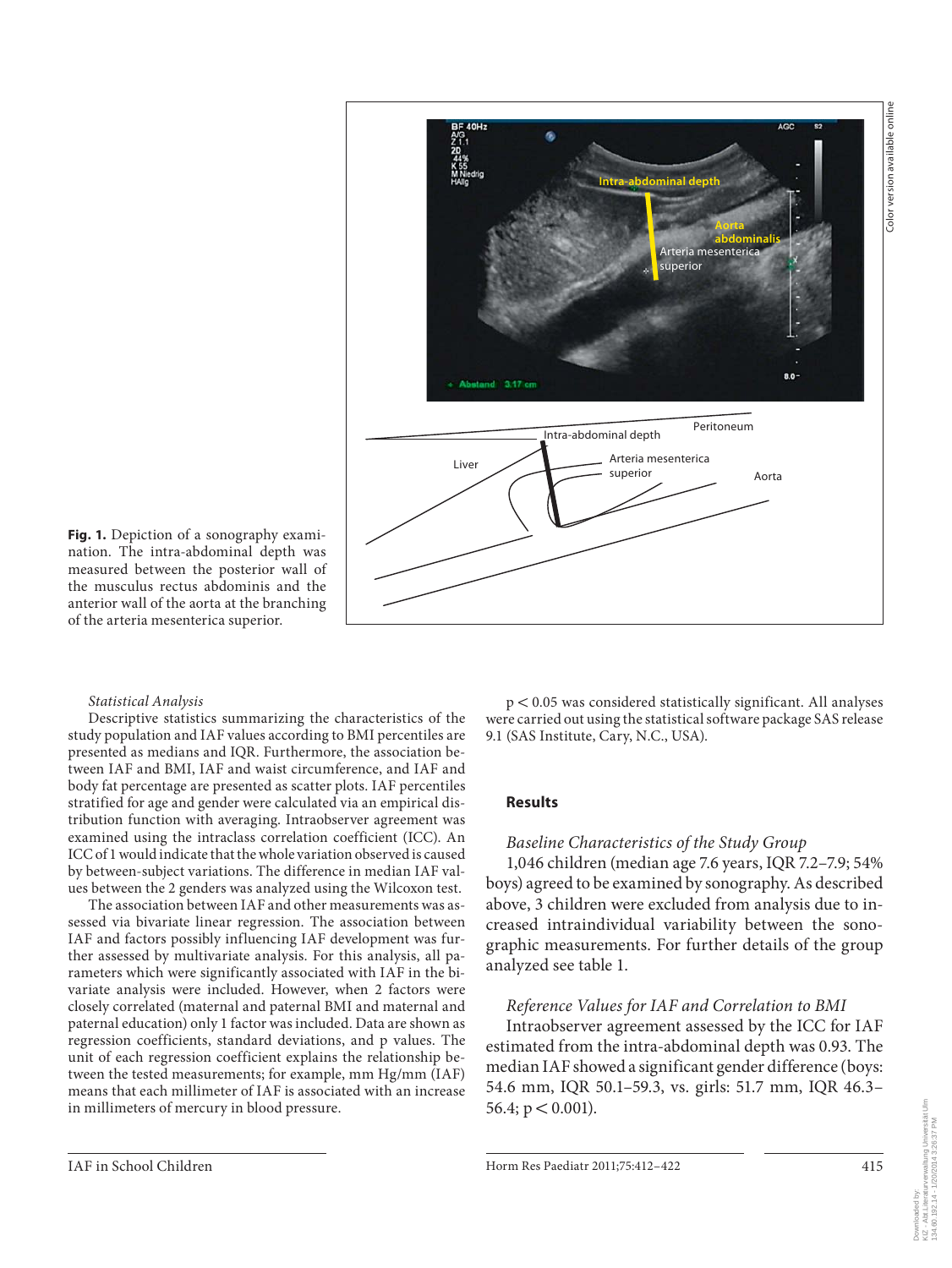**Fig. 1.** Depiction of a sonography examination. The intra-abdominal depth was measured between the posterior wall of the musculus rectus abdominis and the anterior wall of the aorta at the branching of the arteria mesenterica superior.

*Statistical Analysis*

Descriptive statistics summarizing the characteristics of the study population and IAF values according to BMI percentiles are presented as medians and IQR. Furthermore, the association between IAF and BMI, IAF and waist circumference, and IAF and body fat percentage are presented as scatter plots. IAF percentiles stratified for age and gender were calculated via an empirical distribution function with averaging. Intraobserver agreement was examined using the intraclass correlation coefficient (ICC). An ICC of 1 would indicate that the whole variation observed is caused by between-subject variations. The difference in median IAF values between the 2 genders was analyzed using the Wilcoxon test.

The association between IAF and other measurements was assessed via bivariate linear regression. The association between IAF and factors possibly influencing IAF development was further assessed by multivariate analysis. For this analysis, all parameters which were significantly associated with IAF in the bivariate analysis were included. However, when 2 factors were closely correlated (maternal and paternal BMI and maternal and paternal education) only 1 factor was included. Data are shown as regression coefficients, standard deviations, and p values. The unit of each regression coefficient explains the relationship between the tested measurements; for example, mm Hg/mm (IAF) means that each millimeter of IAF is associated with an increase in millimeters of mercury in blood pressure.

$p < 0.05$ was considered statistically significant. All analyses were carried out using the statistical software package SAS release 9.1 (SAS Institute, Cary, N.C., USA).

## Results

*Baseline Characteristics of the Study Group*

1,046 children (median age 7.6 years, IQR 7.2–7.9; 54% boys) agreed to be examined by sonography. As described above, 3 children were excluded from analysis due to increased intraindividual variability between the sonographic measurements. For further details of the group analyzed see table 1.

*Reference Values for IAF and Correlation to BMI*

Intraobserver agreement assessed by the ICC for IAF estimated from the intra-abdominal depth was 0.93. The median IAF showed a significant gender difference (boys: 54.6 mm, IQR 50.1–59.3, vs. girls: 51.7 mm, IQR 46.3–56.4; $p < 0.001$).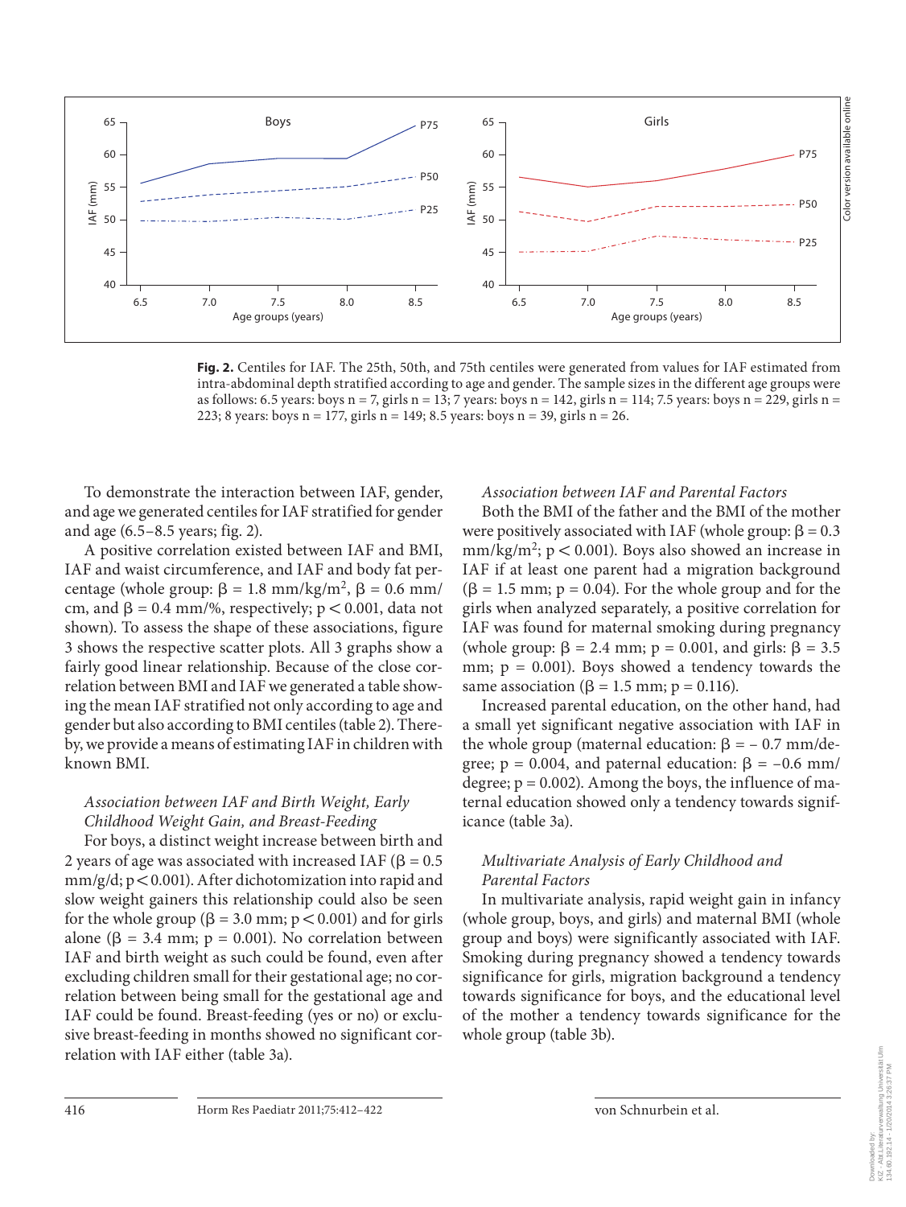**Fig. 2.** Centiles for IAF. The 25th, 50th, and 75th centiles were generated from values for IAF estimated from intra-abdominal depth stratified according to age and gender. The sample sizes in the different age groups were as follows: 6.5 years: boys n = 7, girls n = 13; 7 years: boys n = 142, girls n = 114; 7.5 years: boys n = 229, girls n = 223; 8 years: boys n = 177, girls n = 149; 8.5 years: boys n = 39, girls n = 26.

To demonstrate the interaction between IAF, gender, and age we generated centiles for IAF stratified for gender and age (6.5–8.5 years; fig. 2).

A positive correlation existed between IAF and BMI, IAF and waist circumference, and IAF and body fat percentage (whole group: β = 1.8 mm/kg/$m^2$, β = 0.6 mm/cm, and β = 0.4 mm/%, respectively; $p < 0.001$, data not shown). To assess the shape of these associations, figure 3 shows the respective scatter plots. All 3 graphs show a fairly good linear relationship. Because of the close correlation between BMI and IAF we generated a table showing the mean IAF stratified not only according to age and gender but also according to BMI centiles (table 2). Thereby, we provide a means of estimating IAF in children with known BMI.

### *Association between IAF and Birth Weight, Early Childhood Weight Gain, and Breast-Feeding*

For boys, a distinct weight increase between birth and 2 years of age was associated with increased IAF (β = 0.5 mm/g/d; $p < 0.001$). After dichotomization into rapid and slow weight gainers this relationship could also be seen for the whole group (β = 3.0 mm; $p < 0.001$) and for girls alone (β = 3.4 mm; p = 0.001). No correlation between IAF and birth weight as such could be found, even after excluding children small for their gestational age; no correlation between being small for the gestational age and IAF could be found. Breast-feeding (yes or no) or exclusive breast-feeding in months showed no significant correlation with IAF either (table 3a).

### *Association between IAF and Parental Factors*

Both the BMI of the father and the BMI of the mother were positively associated with IAF (whole group: β = 0.3 mm/kg/$m^2$; $p < 0.001$). Boys also showed an increase in IAF if at least one parent had a migration background (β = 1.5 mm; p = 0.04). For the whole group and for the girls when analyzed separately, a positive correlation for IAF was found for maternal smoking during pregnancy (whole group: β = 2.4 mm; p = 0.001, and girls: β = 3.5 mm; p = 0.001). Boys showed a tendency towards the same association (β = 1.5 mm; p = 0.116).

Increased parental education, on the other hand, had a small yet significant negative association with IAF in the whole group (maternal education: β = – 0.7 mm/degree; p = 0.004, and paternal education: β = –0.6 mm/degree; p = 0.002). Among the boys, the influence of maternal education showed only a tendency towards significance (table 3a).

### *Multivariate Analysis of Early Childhood and Parental Factors*

In multivariate analysis, rapid weight gain in infancy (whole group, boys, and girls) and maternal BMI (whole group and boys) were significantly associated with IAF. Smoking during pregnancy showed a tendency towards significance for girls, migration background a tendency towards significance for boys, and the educational level of the mother a tendency towards significance for the whole group (table 3b).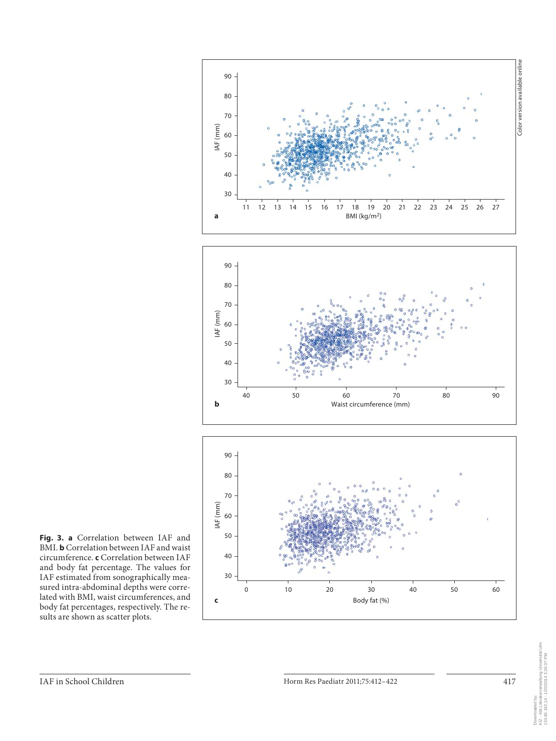**Fig. 3. a** Correlation between IAF and BMI. **b** Correlation between IAF and waist circumference. **c** Correlation between IAF and body fat percentage. The values for IAF estimated from sonographically measured intra-abdominal depths were correlated with BMI, waist circumferences, and body fat percentages, respectively. The results are shown as scatter plots.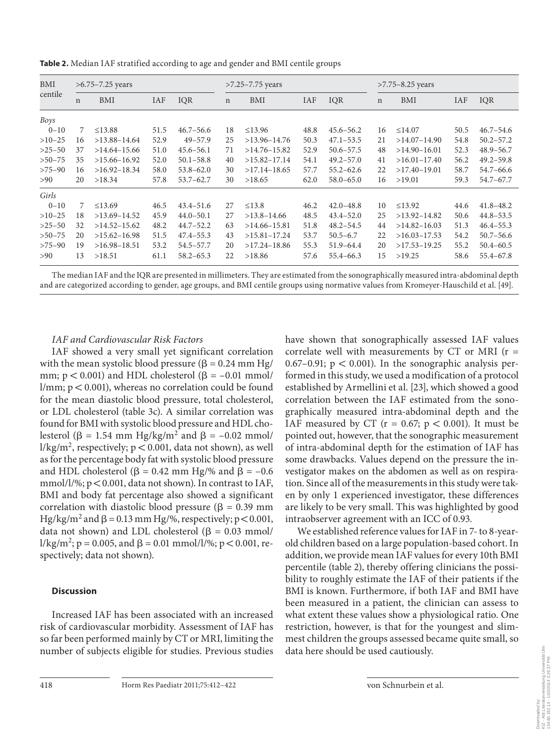**Table 2.** Median IAF stratified according to age and gender and BMI centile groups

| BMI centile | >6.75–7.25 years | | | | >7.25–7.75 years | | | | >7.75–8.25 years | | | |
|---|---|---|---|---|---|---|---|---|---|---|---|---|
| | n | BMI | IAF | IQR | n | BMI | IAF | IQR | n | BMI | IAF | IQR |
| *Boys* | | | | | | | | | | | | |
| 0–10 | 7 | ≤13.88 | 51.5 | 46.7–56.6 | 18 | ≤13.96 | 48.8 | 45.6–56.2 | 16 | ≤14.07 | 50.5 | 46.7–54.6 |
| >10–25 | 16 | >13.88–14.64 | 52.9 | 49–57.9 | 25 | >13.96–14.76 | 50.3 | 47.1–53.5 | 21 | >14.07–14.90 | 54.8 | 50.2–57.2 |
| >25–50 | 37 | >14.64–15.66 | 51.0 | 45.6–56.1 | 71 | >14.76–15.82 | 52.9 | 50.6–57.5 | 48 | >14.90–16.01 | 52.3 | 48.9–56.7 |
| >50–75 | 35 | >15.66–16.92 | 52.0 | 50.1–58.8 | 40 | >15.82–17.14 | 54.1 | 49.2–57.0 | 41 | >16.01–17.40 | 56.2 | 49.2–59.8 |
| >75–90 | 16 | >16.92–18.34 | 58.0 | 53.8–62.0 | 30 | >17.14–18.65 | 57.7 | 55.2–62.6 | 22 | >17.40–19.01 | 58.7 | 54.7–66.6 |
| >90 | 20 | >18.34 | 57.8 | 53.7–62.7 | 30 | >18.65 | 62.0 | 58.0–65.0 | 16 | >19.01 | 59.3 | 54.7–67.7 |
| *Girls* | | | | | | | | | | | | |
| 0–10 | 7 | ≤13.69 | 46.5 | 43.4–51.6 | 27 | ≤13.8 | 46.2 | 42.0–48.8 | 10 | ≤13.92 | 44.6 | 41.8–48.2 |
| >10–25 | 18 | >13.69–14.52 | 45.9 | 44.0–50.1 | 27 | >13.8–14.66 | 48.5 | 43.4–52.0 | 25 | >13.92–14.82 | 50.6 | 44.8–53.5 |
| >25–50 | 32 | >14.52–15.62 | 48.2 | 44.7–52.2 | 63 | >14.66–15.81 | 51.8 | 48.2–54.5 | 44 | >14.82–16.03 | 51.3 | 46.4–55.3 |
| >50–75 | 20 | >15.62–16.98 | 51.5 | 47.4–55.3 | 43 | >15.81–17.24 | 53.7 | 50.5–6.7 | 22 | >16.03–17.53 | 54.2 | 50.7–56.6 |
| >75–90 | 19 | >16.98–18.51 | 53.2 | 54.5–57.7 | 20 | >17.24–18.86 | 55.3 | 51.9–64.4 | 20 | >17.53–19.25 | 55.2 | 50.4–60.5 |
| >90 | 13 | >18.51 | 61.1 | 58.2–65.3 | 22 | >18.86 | 57.6 | 55.4–66.3 | 15 | >19.25 | 58.6 | 55.4–67.8 |

The median IAF and the IQR are presented in millimeters. They are estimated from the sonographically measured intra-abdominal depth and are categorized according to gender, age groups, and BMI centile groups using normative values from Kromeyer-Hauschild et al. [49].

*IAF and Cardiovascular Risk Factors*

IAF showed a very small yet significant correlation with the mean systolic blood pressure (β = 0.24 mm Hg/mm; $p < 0.001$) and HDL cholesterol (β = –0.01 mmol/l/mm; $p < 0.001$), whereas no correlation could be found for the mean diastolic blood pressure, total cholesterol, or LDL cholesterol (table 3c). A similar correlation was found for BMI with systolic blood pressure and HDL cholesterol (β = 1.54 mm Hg/kg/m$^2$ and β = –0.02 mmol/l/kg/m$^2$, respectively; $p < 0.001$, data not shown), as well as for the percentage body fat with systolic blood pressure and HDL cholesterol (β = 0.42 mm Hg/% and β = –0.6 mmol/l/%; $p < 0.001$, data not shown). In contrast to IAF, BMI and body fat percentage also showed a significant correlation with diastolic blood pressure (β = 0.39 mm Hg/kg/m$^2$ and β = 0.13 mm Hg/%, respectively; $p < 0.001$, data not shown) and LDL cholesterol (β = 0.03 mmol/l/kg/m$^2$; p = 0.005, and β = 0.01 mmol/l/%; $p < 0.001$, respectively; data not shown).

## Discussion

Increased IAF has been associated with an increased risk of cardiovascular morbidity. Assessment of IAF has so far been performed mainly by CT or MRI, limiting the number of subjects eligible for studies. Previous studies have shown that sonographically assessed IAF values correlate well with measurements by CT or MRI (r = 0.67–0.91; $p < 0.001$). In the sonographic analysis performed in this study, we used a modification of a protocol established by Armellini et al. [23], which showed a good correlation between the IAF estimated from the sonographically measured intra-abdominal depth and the IAF measured by CT (r = 0.67; $p < 0.001$). It must be pointed out, however, that the sonographic measurement of intra-abdominal depth for the estimation of IAF has some drawbacks. Values depend on the pressure the investigator makes on the abdomen as well as on respiration. Since all of the measurements in this study were taken by only 1 experienced investigator, these differences are likely to be very small. This was highlighted by good intraobserver agreement with an ICC of 0.93.

We established reference values for IAF in 7- to 8-year-old children based on a large population-based cohort. In addition, we provide mean IAF values for every 10th BMI percentile (table 2), thereby offering clinicians the possibility to roughly estimate the IAF of their patients if the BMI is known. Furthermore, if both IAF and BMI have been measured in a patient, the clinician can assess to what extent these values show a physiological ratio. One restriction, however, is that for the youngest and slimmest children the groups assessed became quite small, so data here should be used cautiously.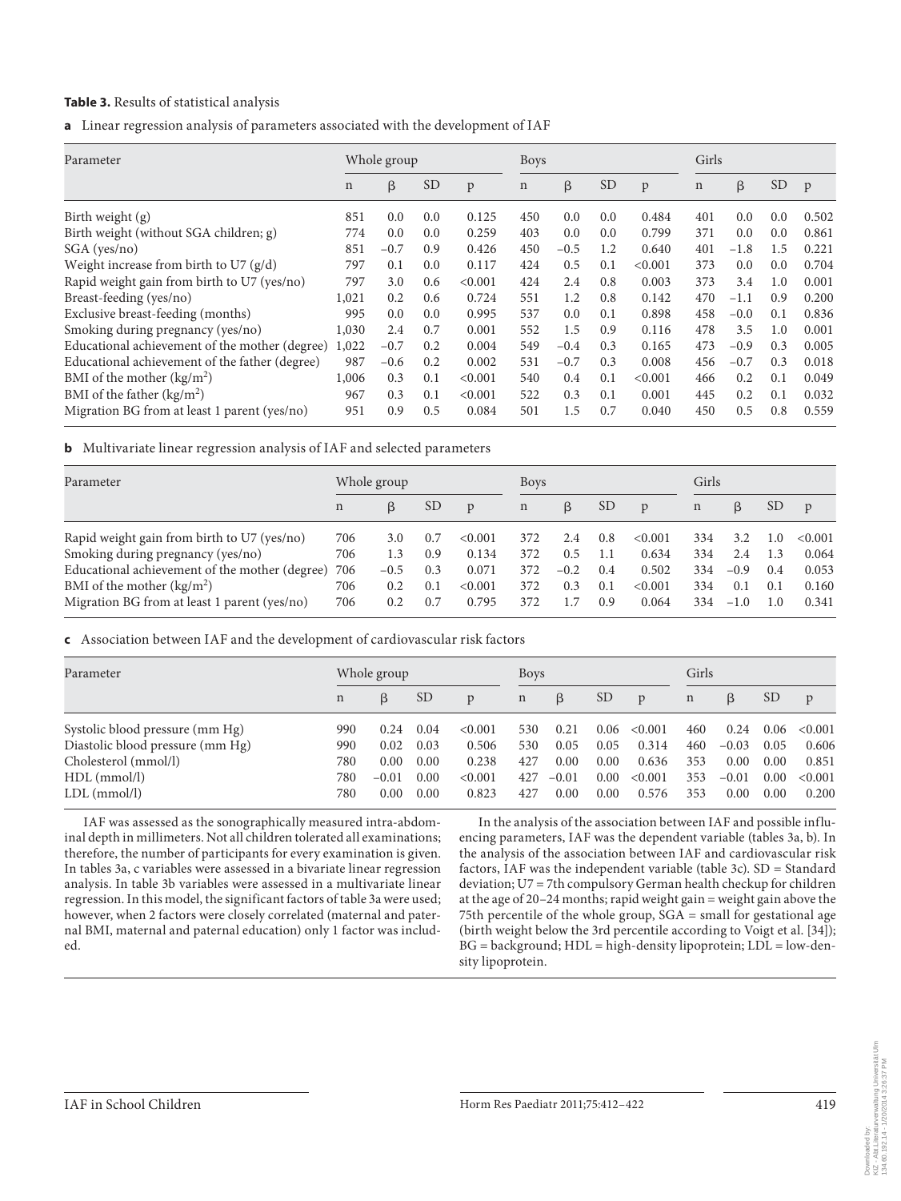**Table 3.** Results of statistical analysis

**a** Linear regression analysis of parameters associated with the development of IAF

| Parameter | Whole group | | | | Boys | | | | Girls | | | |
|---|---|---|---|---|---|---|---|---|---|---|---|---|
| | n | β | SD | p | n | β | SD | p | n | β | SD | p |
| Birth weight (g) | 851 | 0.0 | 0.0 | 0.125 | 450 | 0.0 | 0.0 | 0.484 | 401 | 0.0 | 0.0 | 0.502 |
| Birth weight (without SGA children; g) | 774 | 0.0 | 0.0 | 0.259 | 403 | 0.0 | 0.0 | 0.799 | 371 | 0.0 | 0.0 | 0.861 |
| SGA (yes/no) | 851 | −0.7 | 0.9 | 0.426 | 450 | −0.5 | 1.2 | 0.640 | 401 | −1.8 | 1.5 | 0.221 |
| Weight increase from birth to U7 (g/d) | 797 | 0.1 | 0.0 | 0.117 | 424 | 0.5 | 0.1 | <0.001 | 373 | 0.0 | 0.0 | 0.704 |
| Rapid weight gain from birth to U7 (yes/no) | 797 | 3.0 | 0.6 | <0.001 | 424 | 2.4 | 0.8 | 0.003 | 373 | 3.4 | 1.0 | 0.001 |
| Breast-feeding (yes/no) | 1,021 | 0.2 | 0.6 | 0.724 | 551 | 1.2 | 0.8 | 0.142 | 470 | −1.1 | 0.9 | 0.200 |
| Exclusive breast-feeding (months) | 995 | 0.0 | 0.0 | 0.995 | 537 | 0.0 | 0.1 | 0.898 | 458 | −0.0 | 0.1 | 0.836 |
| Smoking during pregnancy (yes/no) | 1,030 | 2.4 | 0.7 | 0.001 | 552 | 1.5 | 0.9 | 0.116 | 478 | 3.5 | 1.0 | 0.001 |
| Educational achievement of the mother (degree) | 1,022 | −0.7 | 0.2 | 0.004 | 549 | −0.4 | 0.3 | 0.165 | 473 | −0.9 | 0.3 | 0.005 |
| Educational achievement of the father (degree) | 987 | −0.6 | 0.2 | 0.002 | 531 | −0.7 | 0.3 | 0.008 | 456 | −0.7 | 0.3 | 0.018 |
| BMI of the mother (kg/m²) | 1,006 | 0.3 | 0.1 | <0.001 | 540 | 0.4 | 0.1 | <0.001 | 466 | 0.2 | 0.1 | 0.049 |
| BMI of the father (kg/m²) | 967 | 0.3 | 0.1 | <0.001 | 522 | 0.3 | 0.1 | 0.001 | 445 | 0.2 | 0.1 | 0.032 |
| Migration BG from at least 1 parent (yes/no) | 951 | 0.9 | 0.5 | 0.084 | 501 | 1.5 | 0.7 | 0.040 | 450 | 0.5 | 0.8 | 0.559 |

**b** Multivariate linear regression analysis of IAF and selected parameters

| Parameter | Whole group | | | | Boys | | | | Girls | | | |
|---|---|---|---|---|---|---|---|---|---|---|---|---|
| | n | β | SD | p | n | β | SD | p | n | β | SD | p |
| Rapid weight gain from birth to U7 (yes/no) | 706 | 3.0 | 0.7 | <0.001 | 372 | 2.4 | 0.8 | <0.001 | 334 | 3.2 | 1.0 | <0.001 |
| Smoking during pregnancy (yes/no) | 706 | 1.3 | 0.9 | 0.134 | 372 | 0.5 | 1.1 | 0.634 | 334 | 2.4 | 1.3 | 0.064 |
| Educational achievement of the mother (degree) | 706 | −0.5 | 0.3 | 0.071 | 372 | −0.2 | 0.4 | 0.502 | 334 | −0.9 | 0.4 | 0.053 |
| BMI of the mother (kg/m²) | 706 | 0.2 | 0.1 | <0.001 | 372 | 0.3 | 0.1 | <0.001 | 334 | 0.1 | 0.1 | 0.160 |
| Migration BG from at least 1 parent (yes/no) | 706 | 0.2 | 0.7 | 0.795 | 372 | 1.7 | 0.9 | 0.064 | 334 | −1.0 | 1.0 | 0.341 |

**c** Association between IAF and the development of cardiovascular risk factors

| Parameter | Whole group | | | | Boys | | | | Girls | | | |
|---|---|---|---|---|---|---|---|---|---|---|---|---|
| | n | β | SD | p | n | β | SD | p | n | β | SD | p |
| Systolic blood pressure (mm Hg) | 990 | 0.24 | 0.04 | <0.001 | 530 | 0.21 | 0.06 | <0.001 | 460 | 0.24 | 0.06 | <0.001 |
| Diastolic blood pressure (mm Hg) | 990 | 0.02 | 0.03 | 0.506 | 530 | 0.05 | 0.05 | 0.314 | 460 | −0.03 | 0.05 | 0.606 |
| Cholesterol (mmol/l) | 780 | 0.00 | 0.00 | 0.238 | 427 | 0.00 | 0.00 | 0.636 | 353 | 0.00 | 0.00 | 0.851 |
| HDL (mmol/l) | 780 | −0.01 | 0.00 | <0.001 | 427 | −0.01 | 0.00 | <0.001 | 353 | −0.01 | 0.00 | <0.001 |
| LDL (mmol/l) | 780 | 0.00 | 0.00 | 0.823 | 427 | 0.00 | 0.00 | 0.576 | 353 | 0.00 | 0.00 | 0.200 |

IAF was assessed as the sonographically measured intra-abdominal depth in millimeters. Not all children tolerated all examinations; therefore, the number of participants for every examination is given. In tables 3a, c variables were assessed in a bivariate linear regression analysis. In table 3b variables were assessed in a multivariate linear regression. In this model, the significant factors of table 3a were used; however, when 2 factors were closely correlated (maternal and paternal BMI, maternal and paternal education) only 1 factor was included.

In the analysis of the association between IAF and possible influencing parameters, IAF was the dependent variable (tables 3a, b). In the analysis of the association between IAF and cardiovascular risk factors, IAF was the independent variable (table 3c). SD = Standard deviation; U7 = 7th compulsory German health checkup for children at the age of 20–24 months; rapid weight gain = weight gain above the 75th percentile of the whole group, SGA = small for gestational age (birth weight below the 3rd percentile according to Voigt et al. [34]); BG = background; HDL = high-density lipoprotein; LDL = low-density lipoprotein.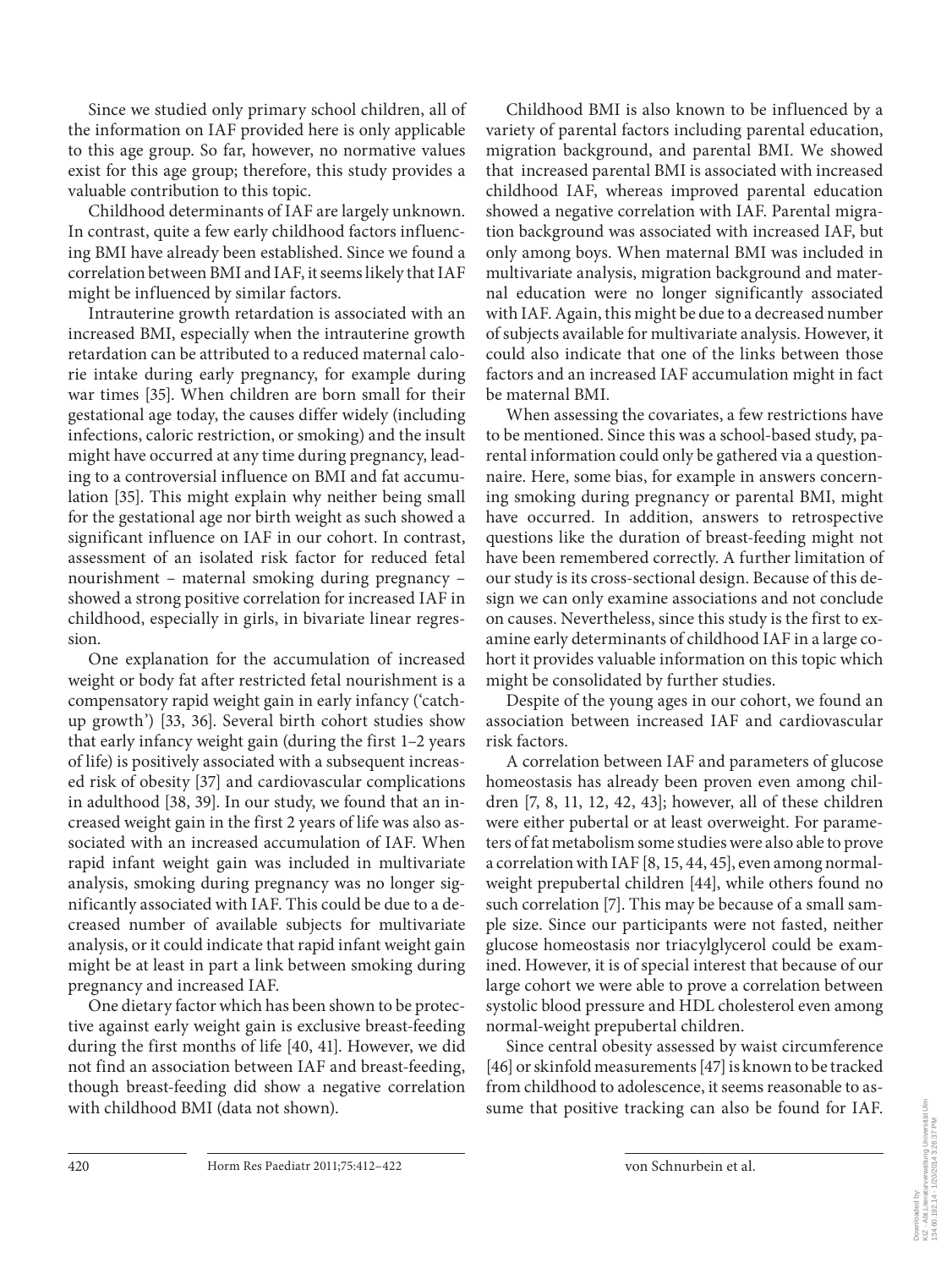Since we studied only primary school children, all of the information on IAF provided here is only applicable to this age group. So far, however, no normative values exist for this age group; therefore, this study provides a valuable contribution to this topic.

Childhood determinants of IAF are largely unknown. In contrast, quite a few early childhood factors influencing BMI have already been established. Since we found a correlation between BMI and IAF, it seems likely that IAF might be influenced by similar factors.

Intrauterine growth retardation is associated with an increased BMI, especially when the intrauterine growth retardation can be attributed to a reduced maternal calorie intake during early pregnancy, for example during war times [35]. When children are born small for their gestational age today, the causes differ widely (including infections, caloric restriction, or smoking) and the insult might have occurred at any time during pregnancy, leading to a controversial influence on BMI and fat accumulation [35]. This might explain why neither being small for the gestational age nor birth weight as such showed a significant influence on IAF in our cohort. In contrast, assessment of an isolated risk factor for reduced fetal nourishment – maternal smoking during pregnancy – showed a strong positive correlation for increased IAF in childhood, especially in girls, in bivariate linear regression.

One explanation for the accumulation of increased weight or body fat after restricted fetal nourishment is a compensatory rapid weight gain in early infancy ('catch-up growth') [33, 36]. Several birth cohort studies show that early infancy weight gain (during the first 1–2 years of life) is positively associated with a subsequent increased risk of obesity [37] and cardiovascular complications in adulthood [38, 39]. In our study, we found that an increased weight gain in the first 2 years of life was also associated with an increased accumulation of IAF. When rapid infant weight gain was included in multivariate analysis, smoking during pregnancy was no longer significantly associated with IAF. This could be due to a decreased number of available subjects for multivariate analysis, or it could indicate that rapid infant weight gain might be at least in part a link between smoking during pregnancy and increased IAF.

One dietary factor which has been shown to be protective against early weight gain is exclusive breast-feeding during the first months of life [40, 41]. However, we did not find an association between IAF and breast-feeding, though breast-feeding did show a negative correlation with childhood BMI (data not shown).

Childhood BMI is also known to be influenced by a variety of parental factors including parental education, migration background, and parental BMI. We showed that increased parental BMI is associated with increased childhood IAF, whereas improved parental education showed a negative correlation with IAF. Parental migration background was associated with increased IAF, but only among boys. When maternal BMI was included in multivariate analysis, migration background and maternal education were no longer significantly associated with IAF. Again, this might be due to a decreased number of subjects available for multivariate analysis. However, it could also indicate that one of the links between those factors and an increased IAF accumulation might in fact be maternal BMI.

When assessing the covariates, a few restrictions have to be mentioned. Since this was a school-based study, parental information could only be gathered via a questionnaire. Here, some bias, for example in answers concerning smoking during pregnancy or parental BMI, might have occurred. In addition, answers to retrospective questions like the duration of breast-feeding might not have been remembered correctly. A further limitation of our study is its cross-sectional design. Because of this design we can only examine associations and not conclude on causes. Nevertheless, since this study is the first to examine early determinants of childhood IAF in a large cohort it provides valuable information on this topic which might be consolidated by further studies.

Despite of the young ages in our cohort, we found an association between increased IAF and cardiovascular risk factors.

A correlation between IAF and parameters of glucose homeostasis has already been proven even among children [7, 8, 11, 12, 42, 43]; however, all of these children were either pubertal or at least overweight. For parameters of fat metabolism some studies were also able to prove a correlation with IAF [8, 15, 44, 45], even among normal-weight prepubertal children [44], while others found no such correlation [7]. This may be because of a small sample size. Since our participants were not fasted, neither glucose homeostasis nor triacylglycerol could be examined. However, it is of special interest that because of our large cohort we were able to prove a correlation between systolic blood pressure and HDL cholesterol even among normal-weight prepubertal children.

Since central obesity assessed by waist circumference [46] or skinfold measurements [47] is known to be tracked from childhood to adolescence, it seems reasonable to assume that positive tracking can also be found for IAF.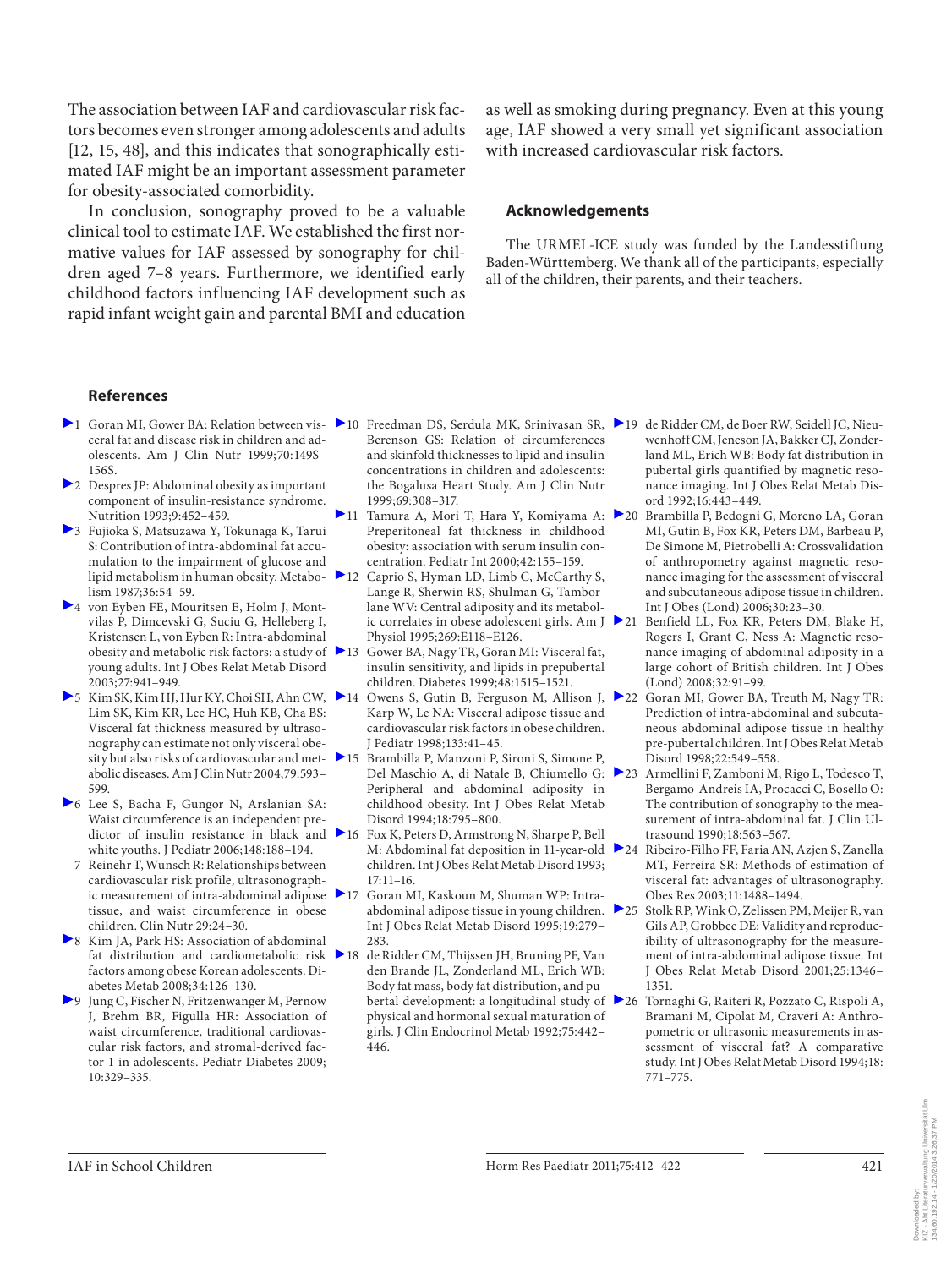The association between IAF and cardiovascular risk factors becomes even stronger among adolescents and adults [12, 15, 48], and this indicates that sonographically estimated IAF might be an important assessment parameter for obesity-associated comorbidity.

In conclusion, sonography proved to be a valuable clinical tool to estimate IAF. We established the first normative values for IAF assessed by sonography for children aged 7–8 years. Furthermore, we identified early childhood factors influencing IAF development such as rapid infant weight gain and parental BMI and education as well as smoking during pregnancy. Even at this young age, IAF showed a very small yet significant association with increased cardiovascular risk factors.

## Acknowledgements

The URMEL-ICE study was funded by the Landesstiftung Baden-Württemberg. We thank all of the participants, especially all of the children, their parents, and their teachers.

## References

1. Goran MI, Gower BA: Relation between visceral fat and disease risk in children and adolescents. Am J Clin Nutr 1999;70:149S–156S.
2. Despres JP: Abdominal obesity as important component of insulin-resistance syndrome. Nutrition 1993;9:452–459.
3. Fujioka S, Matsuzawa Y, Tokunaga K, Tarui S: Contribution of intra-abdominal fat accumulation to the impairment of glucose and lipid metabolism in human obesity. Metabolism 1987;36:54–59.
4. von Eyben FE, Mouritsen E, Holm J, Montvilas P, Dimcevski G, Suciu G, Helleberg I, Kristensen L, von Eyben R: Intra-abdominal obesity and metabolic risk factors: a study of young adults. Int J Obes Relat Metab Disord 2003;27:941–949.
5. Kim SK, Kim HJ, Hur KY, Choi SH, Ahn CW, Lim SK, Kim KR, Lee HC, Huh KB, Cha BS: Visceral fat thickness measured by ultrasonography can estimate not only visceral obesity but also risks of cardiovascular and metabolic diseases. Am J Clin Nutr 2004;79:593–599.
6. Lee S, Bacha F, Gungor N, Arslanian SA: Waist circumference is an independent predictor of insulin resistance in black and white youths. J Pediatr 2006;148:188–194.
7. Reinehr T, Wunsch R: Relationships between cardiovascular risk profile, ultrasonographic measurement of intra-abdominal adipose tissue, and waist circumference in obese children. Clin Nutr 29:24–30.
8. Kim JA, Park HS: Association of abdominal fat distribution and cardiometabolic risk factors among obese Korean adolescents. Diabetes Metab 2008;34:126–130.
9. Jung C, Fischer N, Fritzenwanger M, Pernow J, Brehm BR, Figulla HR: Association of waist circumference, traditional cardiovascular risk factors, and stromal-derived factor-1 in adolescents. Pediatr Diabetes 2009; 10:329–335.
10. Freedman DS, Serdula MK, Srinivasan SR, Berenson GS: Relation of circumferences and skinfold thicknesses to lipid and insulin concentrations in children and adolescents: the Bogalusa Heart Study. Am J Clin Nutr 1999;69:308–317.
11. Tamura A, Mori T, Hara Y, Komiyama A: Preperitoneal fat thickness in childhood obesity: association with serum insulin concentration. Pediatr Int 2000;42:155–159.
12. Caprio S, Hyman LD, Limb C, McCarthy S, Lange R, Sherwin RS, Shulman G, Tamborlane WV: Central adiposity and its metabolic correlates in obese adolescent girls. Am J Physiol 1995;269:E118–E126.
13. Gower BA, Nagy TR, Goran MI: Visceral fat, insulin sensitivity, and lipids in prepubertal children. Diabetes 1999;48:1515–1521.
14. Owens S, Gutin B, Ferguson M, Allison J, Karp W, Le NA: Visceral adipose tissue and cardiovascular risk factors in obese children. J Pediatr 1998;133:41–45.
15. Brambilla P, Manzoni P, Sironi S, Simone P, Del Maschio A, di Natale B, Chiumello G: Peripheral and abdominal adiposity in childhood obesity. Int J Obes Relat Metab Disord 1994;18:795–800.
16. Fox K, Peters D, Armstrong N, Sharpe P, Bell M: Abdominal fat deposition in 11-year-old children. Int J Obes Relat Metab Disord 1993; 17:11–16.
17. Goran MI, Kaskoun M, Shuman WP: Intra-abdominal adipose tissue in young children. Int J Obes Relat Metab Disord 1995;19:279–283.
18. de Ridder CM, Thijssen JH, Bruning PF, Van den Brande JL, Zonderland ML, Erich WB: Body fat mass, body fat distribution, and pubertal development: a longitudinal study of physical and hormonal sexual maturation of girls. J Clin Endocrinol Metab 1992;75:442–446.
19. de Ridder CM, de Boer RW, Seidell JC, Nieuwenhoff CM, Jeneson JA, Bakker CJ, Zonderland ML, Erich WB: Body fat distribution in pubertal girls quantified by magnetic resonance imaging. Int J Obes Relat Metab Disord 1992;16:443–449.
20. Brambilla P, Bedogni G, Moreno LA, Goran MI, Gutin B, Fox KR, Peters DM, Barbeau P, De Simone M, Pietrobelli A: Crossvalidation of anthropometry against magnetic resonance imaging for the assessment of visceral and subcutaneous adipose tissue in children. Int J Obes (Lond) 2006;30:23–30.
21. Benfield LL, Fox KR, Peters DM, Blake H, Rogers I, Grant C, Ness A: Magnetic resonance imaging of abdominal adiposity in a large cohort of British children. Int J Obes (Lond) 2008;32:91–99.
22. Goran MI, Gower BA, Treuth M, Nagy TR: Prediction of intra-abdominal and subcutaneous abdominal adipose tissue in healthy pre-pubertal children. Int J Obes Relat Metab Disord 1998;22:549–558.
23. Armellini F, Zamboni M, Rigo L, Todesco T, Bergamo-Andreis IA, Procacci C, Bosello O: The contribution of sonography to the measurement of intra-abdominal fat. J Clin Ultrasound 1990;18:563–567.
24. Ribeiro-Filho FF, Faria AN, Azjen S, Zanella MT, Ferreira SR: Methods of estimation of visceral fat: advantages of ultrasonography. Obes Res 2003;11:1488–1494.
25. Stolk RP, Wink O, Zelissen PM, Meijer R, van Gils AP, Grobbee DE: Validity and reproducibility of ultrasonography for the measurement of intra-abdominal adipose tissue. Int J Obes Relat Metab Disord 2001;25:1346–1351.
26. Tornaghi G, Raiteri R, Pozzato C, Rispoli A, Bramani M, Cipolat M, Craveri A: Anthropometric or ultrasonic measurements in assessment of visceral fat? A comparative study. Int J Obes Relat Metab Disord 1994;18: 771–775.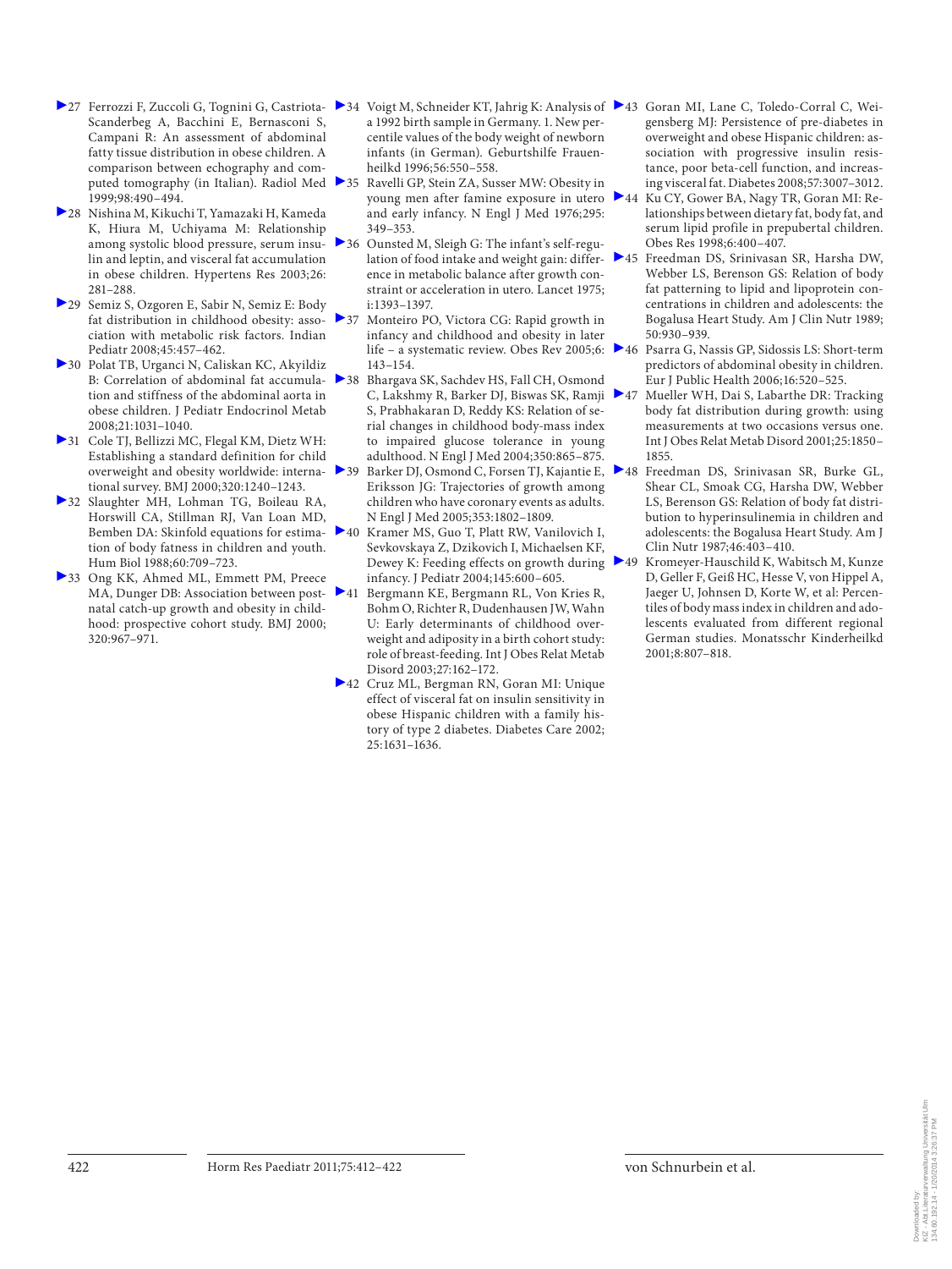27 Ferrozzi F, Zuccoli G, Tognini G, Castriota-Scanderbeg A, Bacchini E, Bernasconi S, Campani R: An assessment of abdominal fatty tissue distribution in obese children. A comparison between echography and computed tomography (in Italian). Radiol Med 1999;98:490–494.

28 Nishina M, Kikuchi T, Yamazaki H, Kameda K, Hiura M, Uchiyama M: Relationship among systolic blood pressure, serum insulin and leptin, and visceral fat accumulation in obese children. Hypertens Res 2003;26: 281–288.

29 Semiz S, Ozgoren E, Sabir N, Semiz E: Body fat distribution in childhood obesity: association with metabolic risk factors. Indian Pediatr 2008;45:457–462.

30 Polat TB, Urganci N, Caliskan KC, Akyildiz B: Correlation of abdominal fat accumulation and stiffness of the abdominal aorta in obese children. J Pediatr Endocrinol Metab 2008;21:1031–1040.

31 Cole TJ, Bellizzi MC, Flegal KM, Dietz WH: Establishing a standard definition for child overweight and obesity worldwide: international survey. BMJ 2000;320:1240–1243.

32 Slaughter MH, Lohman TG, Boileau RA, Horswill CA, Stillman RJ, Van Loan MD, Bemben DA: Skinfold equations for estimation of body fatness in children and youth. Hum Biol 1988;60:709–723.

33 Ong KK, Ahmed ML, Emmett PM, Preece MA, Dunger DB: Association between postnatal catch-up growth and obesity in childhood: prospective cohort study. BMJ 2000; 320:967–971.

34 Voigt M, Schneider KT, Jahrig K: Analysis of a 1992 birth sample in Germany. 1. New percentile values of the body weight of newborn infants (in German). Geburtshilfe Frauenheilkd 1996;56:550–558.

35 Ravelli GP, Stein ZA, Susser MW: Obesity in young men after famine exposure in utero and early infancy. N Engl J Med 1976;295: 349–353.

36 Ounsted M, Sleigh G: The infant's self-regulation of food intake and weight gain: difference in metabolic balance after growth constraint or acceleration in utero. Lancet 1975; i:1393–1397.

37 Monteiro PO, Victora CG: Rapid growth in infancy and childhood and obesity in later life – a systematic review. Obes Rev 2005;6: 143–154.

38 Bhargava SK, Sachdev HS, Fall CH, Osmond C, Lakshmy R, Barker DJ, Biswas SK, Ramji S, Prabhakaran D, Reddy KS: Relation of serial changes in childhood body-mass index to impaired glucose tolerance in young adulthood. N Engl J Med 2004;350:865–875.

39 Barker DJ, Osmond C, Forsen TJ, Kajantie E, Eriksson JG: Trajectories of growth among children who have coronary events as adults. N Engl J Med 2005;353:1802–1809.

40 Kramer MS, Guo T, Platt RW, Vanilovich I, Sevkovskaya Z, Dzikovich I, Michaelsen KF, Dewey K: Feeding effects on growth during infancy. J Pediatr 2004;145:600–605.

41 Bergmann KE, Bergmann RL, Von Kries R, Bohm O, Richter R, Dudenhausen JW, Wahn U: Early determinants of childhood overweight and adiposity in a birth cohort study: role of breast-feeding. Int J Obes Relat Metab Disord 2003;27:162–172.

42 Cruz ML, Bergman RN, Goran MI: Unique effect of visceral fat on insulin sensitivity in obese Hispanic children with a family history of type 2 diabetes. Diabetes Care 2002; 25:1631–1636.

43 Goran MI, Lane C, Toledo-Corral C, Weigensberg MJ: Persistence of pre-diabetes in overweight and obese Hispanic children: association with progressive insulin resistance, poor beta-cell function, and increasing visceral fat. Diabetes 2008;57:3007–3012.

44 Ku CY, Gower BA, Nagy TR, Goran MI: Relationships between dietary fat, body fat, and serum lipid profile in prepubertal children. Obes Res 1998;6:400–407.

45 Freedman DS, Srinivasan SR, Harsha DW, Webber LS, Berenson GS: Relation of body fat patterning to lipid and lipoprotein concentrations in children and adolescents: the Bogalusa Heart Study. Am J Clin Nutr 1989; 50:930–939.

46 Psarra G, Nassis GP, Sidossis LS: Short-term predictors of abdominal obesity in children. Eur J Public Health 2006;16:520–525.

47 Mueller WH, Dai S, Labarthe DR: Tracking body fat distribution during growth: using measurements at two occasions versus one. Int J Obes Relat Metab Disord 2001;25:1850–1855.

48 Freedman DS, Srinivasan SR, Burke GL, Shear CL, Smoak CG, Harsha DW, Webber LS, Berenson GS: Relation of body fat distribution to hyperinsulinemia in children and adolescents: the Bogalusa Heart Study. Am J Clin Nutr 1987;46:403–410.

49 Kromeyer-Hauschild K, Wabitsch M, Kunze D, Geller F, Geiß HC, Hesse V, von Hippel A, Jaeger U, Johnsen D, Korte W, et al: Percentiles of body mass index in children and adolescents evaluated from different regional German studies. Monatsschr Kinderheilkd 2001;8:807–818.